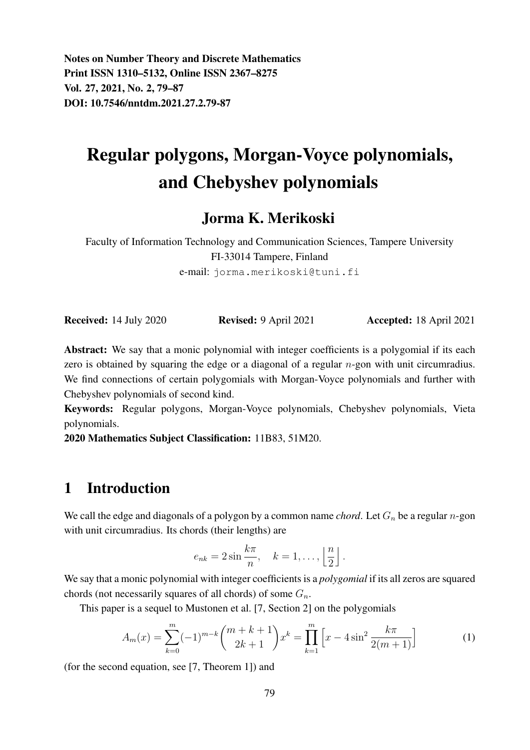**Notes on Number Theory and Discrete Mathematics**
**Print ISSN 1310–5132, Online ISSN 2367–8275**
**Vol. 27, 2021, No. 2, 79–87**
**DOI: 10.7546/nntdm.2021.27.2.79-87**

# Regular polygons, Morgan-Voyce polynomials, and Chebyshev polynomials

## Jorma K. Merikoski

Faculty of Information Technology and Communication Sciences, Tampere University
FI-33014 Tampere, Finland
e-mail: `jorma.merikoski@tuni.fi`

**Received:** 14 July 2020 **Revised:** 9 April 2021 **Accepted:** 18 April 2021

**Abstract:** We say that a monic polynomial with integer coefficients is a polygomial if its each zero is obtained by squaring the edge or a diagonal of a regular $n$-gon with unit circumradius. We find connections of certain polygomials with Morgan-Voyce polynomials and further with Chebyshev polynomials of second kind.

**Keywords:** Regular polygons, Morgan-Voyce polynomials, Chebyshev polynomials, Vieta polynomials.

**2020 Mathematics Subject Classification:** 11B83, 51M20.

## 1 Introduction

We call the edge and diagonals of a polygon by a common name *chord*. Let $G_n$ be a regular $n$-gon with unit circumradius. Its chords (their lengths) are

$$e_{nk} = 2\sin\frac{k\pi}{n}, \quad k = 1, \ldots, \left\lfloor\frac{n}{2}\right\rfloor.$$

We say that a monic polynomial with integer coefficients is a *polygomial* if its all zeros are squared chords (not necessarily squares of all chords) of some $G_n$.

This paper is a sequel to Mustonen et al. [7, Section 2] on the polygomials

$$A_m(x) = \sum_{k=0}^{m}(-1)^{m-k}\binom{m+k+1}{2k+1}x^k = \prod_{k=1}^{m}\left[x - 4\sin^2\frac{k\pi}{2(m+1)}\right] \tag{1}$$

(for the second equation, see [7, Theorem 1]) and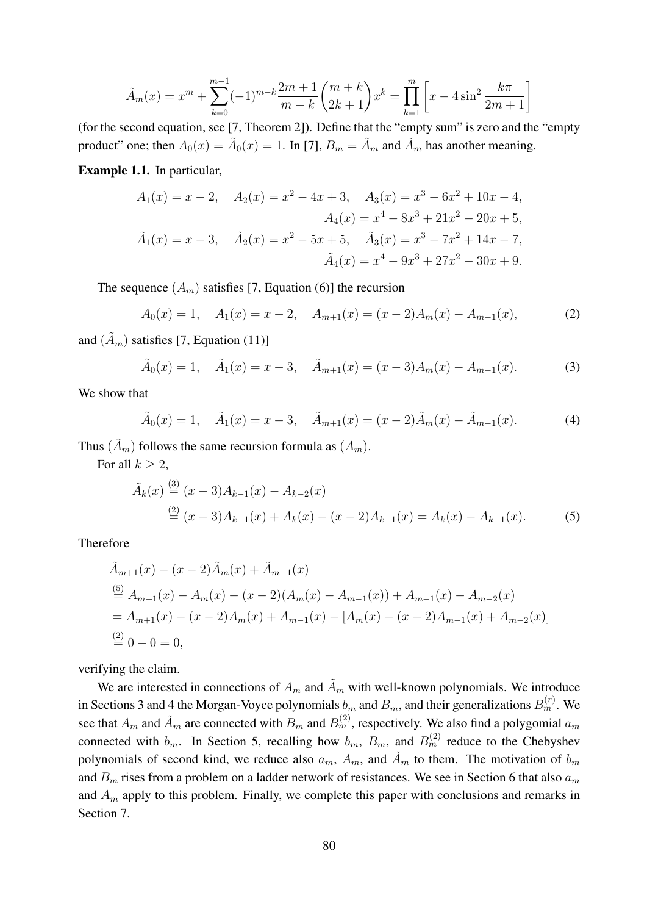$$\tilde{A}_m(x) = x^m + \sum_{k=0}^{m-1} (-1)^{m-k} \frac{2m+1}{m-k} \binom{m+k}{2k+1} x^k = \prod_{k=1}^{m} \left[ x - 4\sin^2 \frac{k\pi}{2m+1} \right]$$

(for the second equation, see [7, Theorem 2]). Define that the "empty sum" is zero and the "empty product" one; then $A_0(x) = \tilde{A}_0(x) = 1$. In [7], $B_m = \tilde{A}_m$ and $\tilde{A}_m$ has another meaning.

**Example 1.1.** In particular,

$$A_1(x) = x - 2, \quad A_2(x) = x^2 - 4x + 3, \quad A_3(x) = x^3 - 6x^2 + 10x - 4,$$
$$A_4(x) = x^4 - 8x^3 + 21x^2 - 20x + 5,$$
$$\tilde{A}_1(x) = x - 3, \quad \tilde{A}_2(x) = x^2 - 5x + 5, \quad \tilde{A}_3(x) = x^3 - 7x^2 + 14x - 7,$$
$$\tilde{A}_4(x) = x^4 - 9x^3 + 27x^2 - 30x + 9.$$

The sequence $(A_m)$ satisfies [7, Equation (6)] the recursion

$$A_0(x) = 1, \quad A_1(x) = x - 2, \quad A_{m+1}(x) = (x-2)A_m(x) - A_{m-1}(x), \tag{2}$$

and $(\tilde{A}_m)$ satisfies [7, Equation (11)]

$$\tilde{A}_0(x) = 1, \quad \tilde{A}_1(x) = x - 3, \quad \tilde{A}_{m+1}(x) = (x-3)A_m(x) - A_{m-1}(x). \tag{3}$$

We show that

$$\tilde{A}_0(x) = 1, \quad \tilde{A}_1(x) = x - 3, \quad \tilde{A}_{m+1}(x) = (x-2)\tilde{A}_m(x) - \tilde{A}_{m-1}(x). \tag{4}$$

Thus $(\tilde{A}_m)$ follows the same recursion formula as $(A_m)$.

For all $k \geq 2$,

$$\begin{aligned}
\tilde{A}_k(x) &\overset{(3)}{=} (x-3)A_{k-1}(x) - A_{k-2}(x) \\
&\overset{(2)}{=} (x-3)A_{k-1}(x) + A_k(x) - (x-2)A_{k-1}(x) = A_k(x) - A_{k-1}(x).
\end{aligned} \tag{5}$$

Therefore

$$\begin{aligned}
&\tilde{A}_{m+1}(x) - (x-2)\tilde{A}_m(x) + \tilde{A}_{m-1}(x) \\
&\overset{(5)}{=} A_{m+1}(x) - A_m(x) - (x-2)(A_m(x) - A_{m-1}(x)) + A_{m-1}(x) - A_{m-2}(x) \\
&= A_{m+1}(x) - (x-2)A_m(x) + A_{m-1}(x) - [A_m(x) - (x-2)A_{m-1}(x) + A_{m-2}(x)] \\
&\overset{(2)}{=} 0 - 0 = 0,
\end{aligned}$$

verifying the claim.

We are interested in connections of $A_m$ and $\tilde{A}_m$ with well-known polynomials. We introduce in Sections 3 and 4 the Morgan-Voyce polynomials $b_m$ and $B_m$, and their generalizations $B_m^{(r)}$. We see that $A_m$ and $\tilde{A}_m$ are connected with $B_m$ and $B_m^{(2)}$, respectively. We also find a polygomial $a_m$ connected with $b_m$. In Section 5, recalling how $b_m$, $B_m$, and $B_m^{(2)}$ reduce to the Chebyshev polynomials of second kind, we reduce also $a_m$, $A_m$, and $\tilde{A}_m$ to them. The motivation of $b_m$ and $B_m$ rises from a problem on a ladder network of resistances. We see in Section 6 that also $a_m$ and $A_m$ apply to this problem. Finally, we complete this paper with conclusions and remarks in Section 7.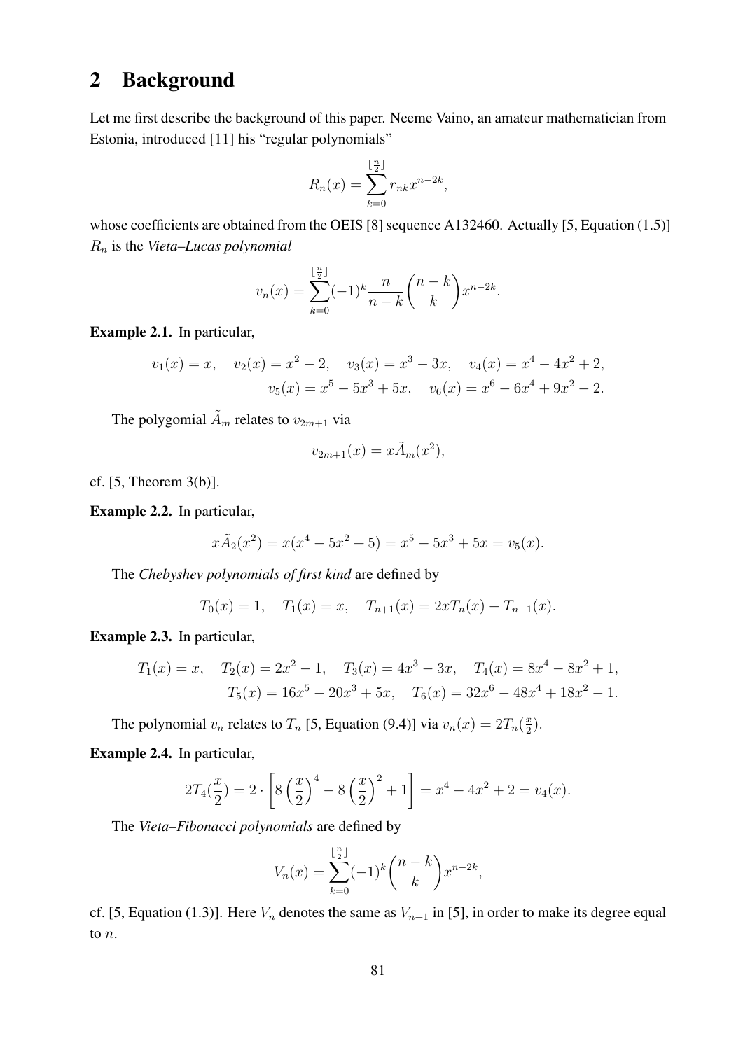## 2 Background

Let me first describe the background of this paper. Neeme Vaino, an amateur mathematician from Estonia, introduced [11] his "regular polynomials"

$$R_n(x) = \sum_{k=0}^{\lfloor \frac{n}{2} \rfloor} r_{nk} x^{n-2k},$$

whose coefficients are obtained from the OEIS [8] sequence A132460. Actually [5, Equation (1.5)] $R_n$ is the *Vieta–Lucas polynomial*

$$v_n(x) = \sum_{k=0}^{\lfloor \frac{n}{2} \rfloor} (-1)^k \frac{n}{n-k} \binom{n-k}{k} x^{n-2k}.$$

**Example 2.1.** In particular,

$$v_1(x) = x, \quad v_2(x) = x^2 - 2, \quad v_3(x) = x^3 - 3x, \quad v_4(x) = x^4 - 4x^2 + 2,$$
$$v_5(x) = x^5 - 5x^3 + 5x, \quad v_6(x) = x^6 - 6x^4 + 9x^2 - 2.$$

The polygomial $\tilde{A}_m$ relates to $v_{2m+1}$ via

$$v_{2m+1}(x) = x\tilde{A}_m(x^2),$$

cf. [5, Theorem 3(b)].

**Example 2.2.** In particular,

$$x\tilde{A}_2(x^2) = x(x^4 - 5x^2 + 5) = x^5 - 5x^3 + 5x = v_5(x).$$

The *Chebyshev polynomials of first kind* are defined by

$$T_0(x) = 1, \quad T_1(x) = x, \quad T_{n+1}(x) = 2xT_n(x) - T_{n-1}(x).$$

**Example 2.3.** In particular,

$$T_1(x) = x, \quad T_2(x) = 2x^2 - 1, \quad T_3(x) = 4x^3 - 3x, \quad T_4(x) = 8x^4 - 8x^2 + 1,$$
$$T_5(x) = 16x^5 - 20x^3 + 5x, \quad T_6(x) = 32x^6 - 48x^4 + 18x^2 - 1.$$

The polynomial $v_n$ relates to $T_n$ [5, Equation (9.4)] via $v_n(x) = 2T_n(\frac{x}{2})$.

**Example 2.4.** In particular,

$$2T_4(\frac{x}{2}) = 2 \cdot \left[ 8\left(\frac{x}{2}\right)^4 - 8\left(\frac{x}{2}\right)^2 + 1 \right] = x^4 - 4x^2 + 2 = v_4(x).$$

The *Vieta–Fibonacci polynomials* are defined by

$$V_n(x) = \sum_{k=0}^{\lfloor \frac{n}{2} \rfloor} (-1)^k \binom{n-k}{k} x^{n-2k},$$

cf. [5, Equation (1.3)]. Here $V_n$ denotes the same as $V_{n+1}$ in [5], in order to make its degree equal to $n$.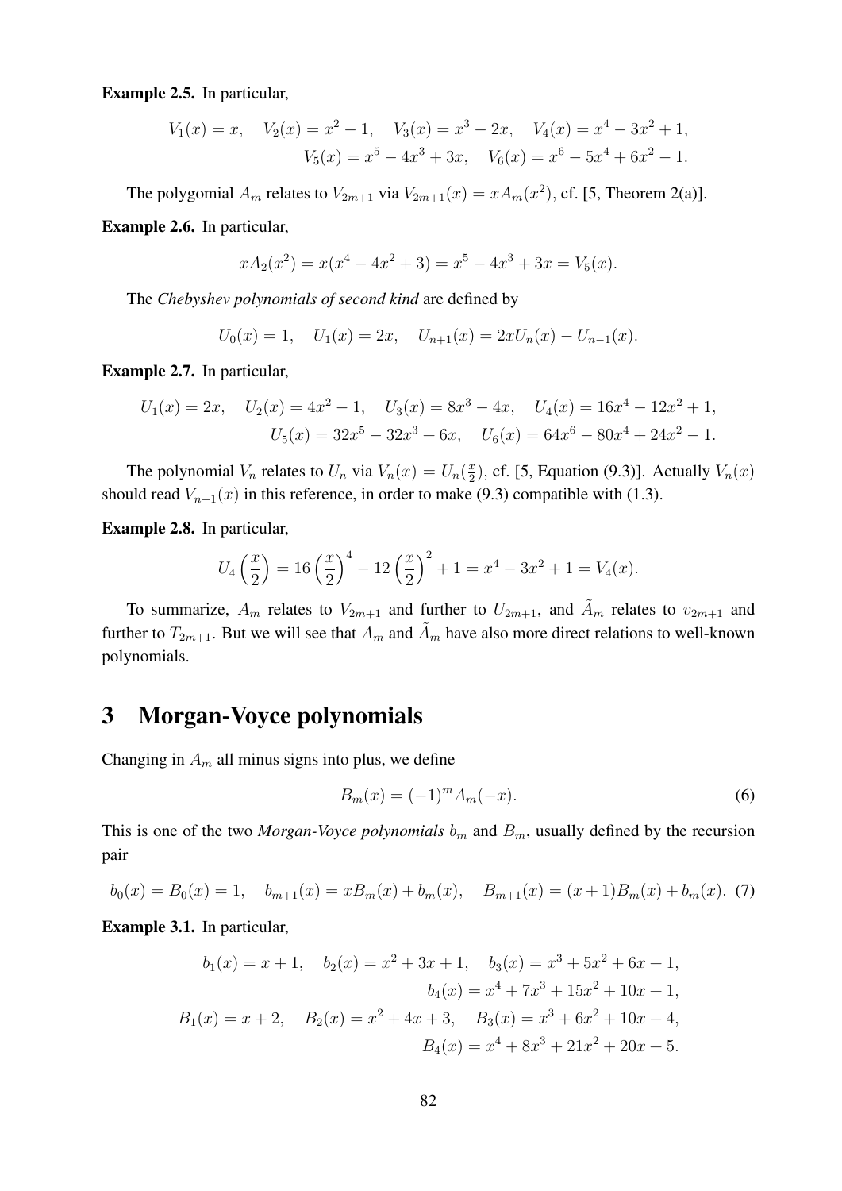**Example 2.5.** In particular,

$$V_1(x) = x, \quad V_2(x) = x^2 - 1, \quad V_3(x) = x^3 - 2x, \quad V_4(x) = x^4 - 3x^2 + 1,$$
$$V_5(x) = x^5 - 4x^3 + 3x, \quad V_6(x) = x^6 - 5x^4 + 6x^2 - 1.$$

The polygomial $A_m$ relates to $V_{2m+1}$ via $V_{2m+1}(x) = xA_m(x^2)$, cf. [5, Theorem 2(a)].

**Example 2.6.** In particular,

$$xA_2(x^2) = x(x^4 - 4x^2 + 3) = x^5 - 4x^3 + 3x = V_5(x).$$

The *Chebyshev polynomials of second kind* are defined by

$$U_0(x) = 1, \quad U_1(x) = 2x, \quad U_{n+1}(x) = 2xU_n(x) - U_{n-1}(x).$$

**Example 2.7.** In particular,

$$U_1(x) = 2x, \quad U_2(x) = 4x^2 - 1, \quad U_3(x) = 8x^3 - 4x, \quad U_4(x) = 16x^4 - 12x^2 + 1,$$
$$U_5(x) = 32x^5 - 32x^3 + 6x, \quad U_6(x) = 64x^6 - 80x^4 + 24x^2 - 1.$$

The polynomial $V_n$ relates to $U_n$ via $V_n(x) = U_n(\frac{x}{2})$, cf. [5, Equation (9.3)]. Actually $V_n(x)$ should read $V_{n+1}(x)$ in this reference, in order to make (9.3) compatible with (1.3).

**Example 2.8.** In particular,

$$U_4\left(\frac{x}{2}\right) = 16\left(\frac{x}{2}\right)^4 - 12\left(\frac{x}{2}\right)^2 + 1 = x^4 - 3x^2 + 1 = V_4(x).$$

To summarize, $A_m$ relates to $V_{2m+1}$ and further to $U_{2m+1}$, and $\tilde{A}_m$ relates to $v_{2m+1}$ and further to $T_{2m+1}$. But we will see that $A_m$ and $\tilde{A}_m$ have also more direct relations to well-known polynomials.

## 3 Morgan-Voyce polynomials

Changing in $A_m$ all minus signs into plus, we define

$$B_m(x) = (-1)^m A_m(-x). \tag{6}$$

This is one of the two *Morgan-Voyce polynomials* $b_m$ and $B_m$, usually defined by the recursion pair

$$b_0(x) = B_0(x) = 1, \quad b_{m+1}(x) = xB_m(x) + b_m(x), \quad B_{m+1}(x) = (x+1)B_m(x) + b_m(x). \tag{7}$$

**Example 3.1.** In particular,

$$b_1(x) = x + 1, \quad b_2(x) = x^2 + 3x + 1, \quad b_3(x) = x^3 + 5x^2 + 6x + 1,$$
$$b_4(x) = x^4 + 7x^3 + 15x^2 + 10x + 1,$$
$$B_1(x) = x + 2, \quad B_2(x) = x^2 + 4x + 3, \quad B_3(x) = x^3 + 6x^2 + 10x + 4,$$
$$B_4(x) = x^4 + 8x^3 + 21x^2 + 20x + 5.$$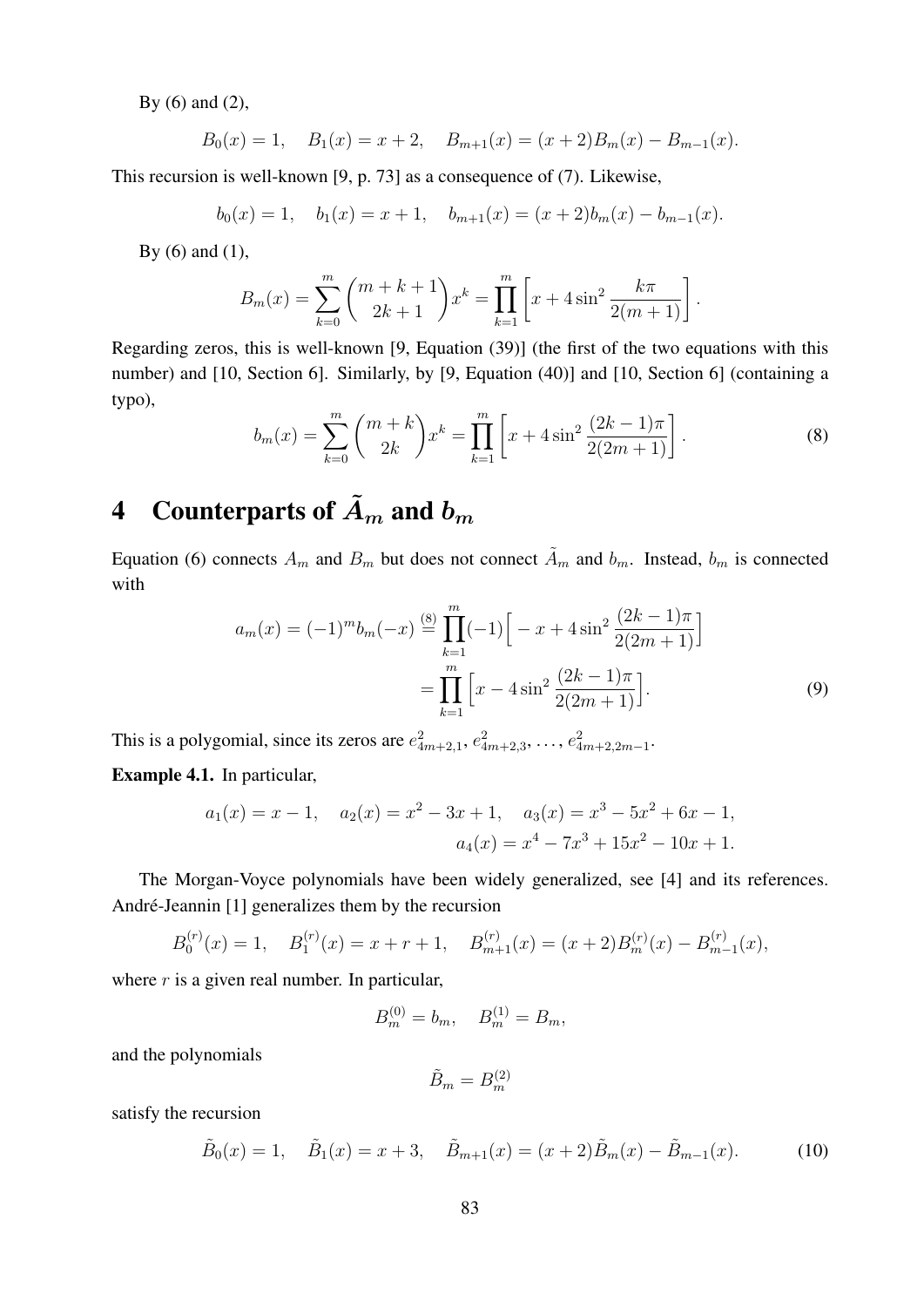By (6) and (2),

$$B_0(x) = 1, \quad B_1(x) = x+2, \quad B_{m+1}(x) = (x+2)B_m(x) - B_{m-1}(x).$$

This recursion is well-known [9, p. 73] as a consequence of (7). Likewise,

$$b_0(x) = 1, \quad b_1(x) = x+1, \quad b_{m+1}(x) = (x+2)b_m(x) - b_{m-1}(x).$$

By (6) and (1),

$$B_m(x) = \sum_{k=0}^{m} \binom{m+k+1}{2k+1} x^k = \prod_{k=1}^{m} \left[ x + 4\sin^2 \frac{k\pi}{2(m+1)} \right].$$

Regarding zeros, this is well-known [9, Equation (39)] (the first of the two equations with this number) and [10, Section 6]. Similarly, by [9, Equation (40)] and [10, Section 6] (containing a typo),

$$b_m(x) = \sum_{k=0}^{m} \binom{m+k}{2k} x^k = \prod_{k=1}^{m} \left[ x + 4\sin^2 \frac{(2k-1)\pi}{2(2m+1)} \right]. \tag{8}$$

# 4 Counterparts of $\tilde{A}_m$ and $b_m$

Equation (6) connects $A_m$ and $B_m$ but does not connect $\tilde{A}_m$ and $b_m$. Instead, $b_m$ is connected with

$$\begin{aligned} a_m(x) = (-1)^m b_m(-x) &\overset{(8)}{=} \prod_{k=1}^{m} (-1) \Big[ -x + 4\sin^2 \frac{(2k-1)\pi}{2(2m+1)} \Big] \\ &= \prod_{k=1}^{m} \Big[ x - 4\sin^2 \frac{(2k-1)\pi}{2(2m+1)} \Big]. \end{aligned} \tag{9}$$

This is a polygomial, since its zeros are $e^2_{4m+2,1}, e^2_{4m+2,3}, \ldots, e^2_{4m+2,2m-1}$.

**Example 4.1.** In particular,

$$a_1(x) = x-1, \quad a_2(x) = x^2 - 3x + 1, \quad a_3(x) = x^3 - 5x^2 + 6x - 1,$$
$$a_4(x) = x^4 - 7x^3 + 15x^2 - 10x + 1.$$

The Morgan-Voyce polynomials have been widely generalized, see [4] and its references. André-Jeannin [1] generalizes them by the recursion

$$B_0^{(r)}(x) = 1, \quad B_1^{(r)}(x) = x + r + 1, \quad B_{m+1}^{(r)}(x) = (x+2)B_m^{(r)}(x) - B_{m-1}^{(r)}(x),$$

where $r$ is a given real number. In particular,

$$B_m^{(0)} = b_m, \quad B_m^{(1)} = B_m,$$

and the polynomials

$$\tilde{B}_m = B_m^{(2)}$$

satisfy the recursion

$$\tilde{B}_0(x) = 1, \quad \tilde{B}_1(x) = x+3, \quad \tilde{B}_{m+1}(x) = (x+2)\tilde{B}_m(x) - \tilde{B}_{m-1}(x). \tag{10}$$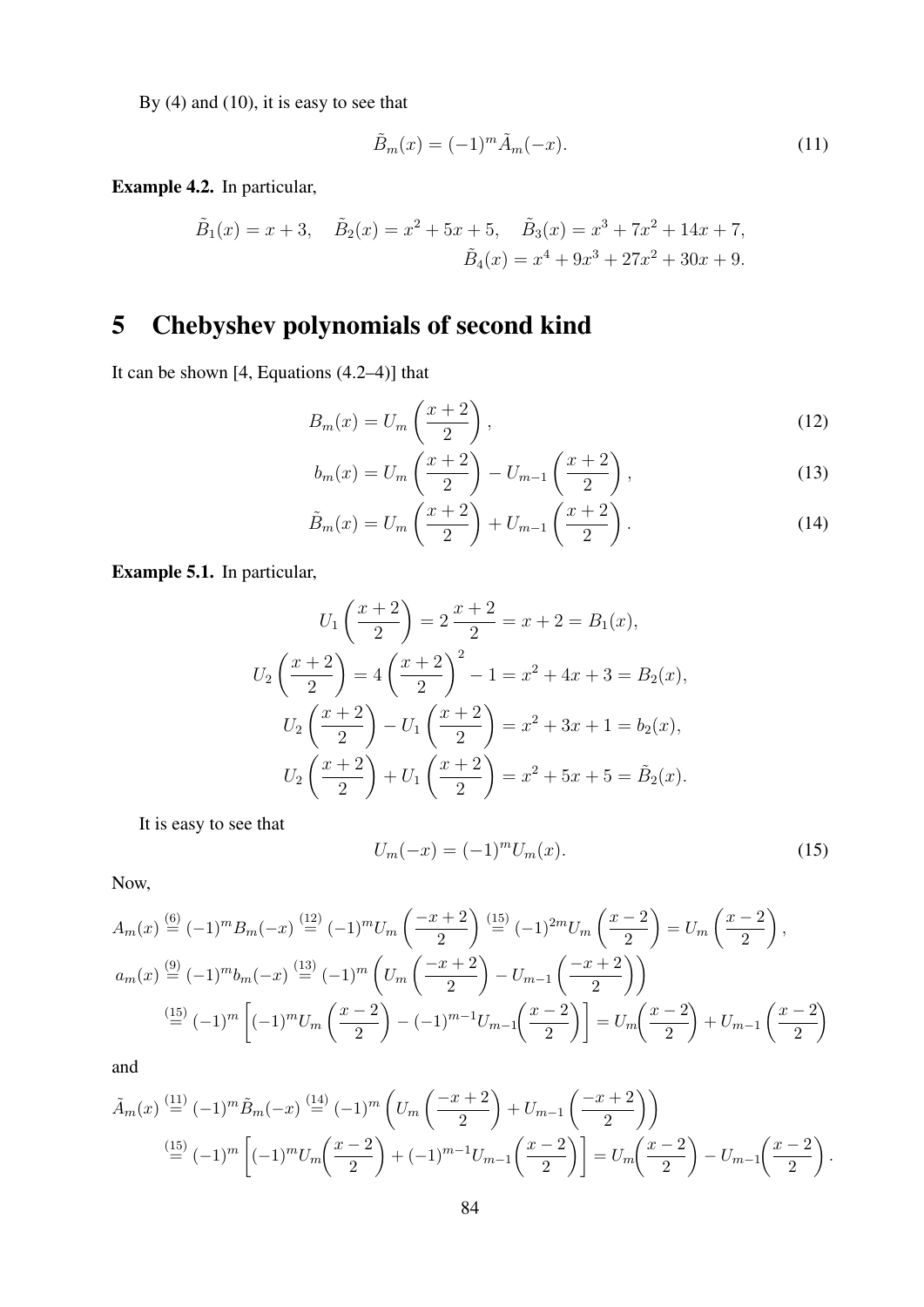By (4) and (10), it is easy to see that

$$\tilde{B}_m(x) = (-1)^m \tilde{A}_m(-x). \tag{11}$$

**Example 4.2.** In particular,

$$\tilde{B}_1(x) = x + 3, \quad \tilde{B}_2(x) = x^2 + 5x + 5, \quad \tilde{B}_3(x) = x^3 + 7x^2 + 14x + 7,$$
$$\tilde{B}_4(x) = x^4 + 9x^3 + 27x^2 + 30x + 9.$$

# 5 Chebyshev polynomials of second kind

It can be shown [4, Equations (4.2–4)] that

$$B_m(x) = U_m\left(\frac{x+2}{2}\right), \tag{12}$$

$$b_m(x) = U_m\left(\frac{x+2}{2}\right) - U_{m-1}\left(\frac{x+2}{2}\right), \tag{13}$$

$$\tilde{B}_m(x) = U_m\left(\frac{x+2}{2}\right) + U_{m-1}\left(\frac{x+2}{2}\right). \tag{14}$$

**Example 5.1.** In particular,

$$U_1\left(\frac{x+2}{2}\right) = 2\,\frac{x+2}{2} = x + 2 = B_1(x),$$

$$U_2\left(\frac{x+2}{2}\right) = 4\left(\frac{x+2}{2}\right)^2 - 1 = x^2 + 4x + 3 = B_2(x),$$

$$U_2\left(\frac{x+2}{2}\right) - U_1\left(\frac{x+2}{2}\right) = x^2 + 3x + 1 = b_2(x),$$

$$U_2\left(\frac{x+2}{2}\right) + U_1\left(\frac{x+2}{2}\right) = x^2 + 5x + 5 = \tilde{B}_2(x).$$

It is easy to see that

$$U_m(-x) = (-1)^m U_m(x). \tag{15}$$

Now,

$$A_m(x) \overset{(6)}{=} (-1)^m B_m(-x) \overset{(12)}{=} (-1)^m U_m\left(\frac{-x+2}{2}\right) \overset{(15)}{=} (-1)^{2m} U_m\left(\frac{x-2}{2}\right) = U_m\left(\frac{x-2}{2}\right),$$

$$a_m(x) \overset{(9)}{=} (-1)^m b_m(-x) \overset{(13)}{=} (-1)^m \left(U_m\left(\frac{-x+2}{2}\right) - U_{m-1}\left(\frac{-x+2}{2}\right)\right)$$
$$\overset{(15)}{=} (-1)^m \left[(-1)^m U_m\left(\frac{x-2}{2}\right) - (-1)^{m-1} U_{m-1}\left(\frac{x-2}{2}\right)\right] = U_m\left(\frac{x-2}{2}\right) + U_{m-1}\left(\frac{x-2}{2}\right)$$

and

$$\tilde{A}_m(x) \overset{(11)}{=} (-1)^m \tilde{B}_m(-x) \overset{(14)}{=} (-1)^m \left(U_m\left(\frac{-x+2}{2}\right) + U_{m-1}\left(\frac{-x+2}{2}\right)\right)$$
$$\overset{(15)}{=} (-1)^m \left[(-1)^m U_m\left(\frac{x-2}{2}\right) + (-1)^{m-1} U_{m-1}\left(\frac{x-2}{2}\right)\right] = U_m\left(\frac{x-2}{2}\right) - U_{m-1}\left(\frac{x-2}{2}\right).$$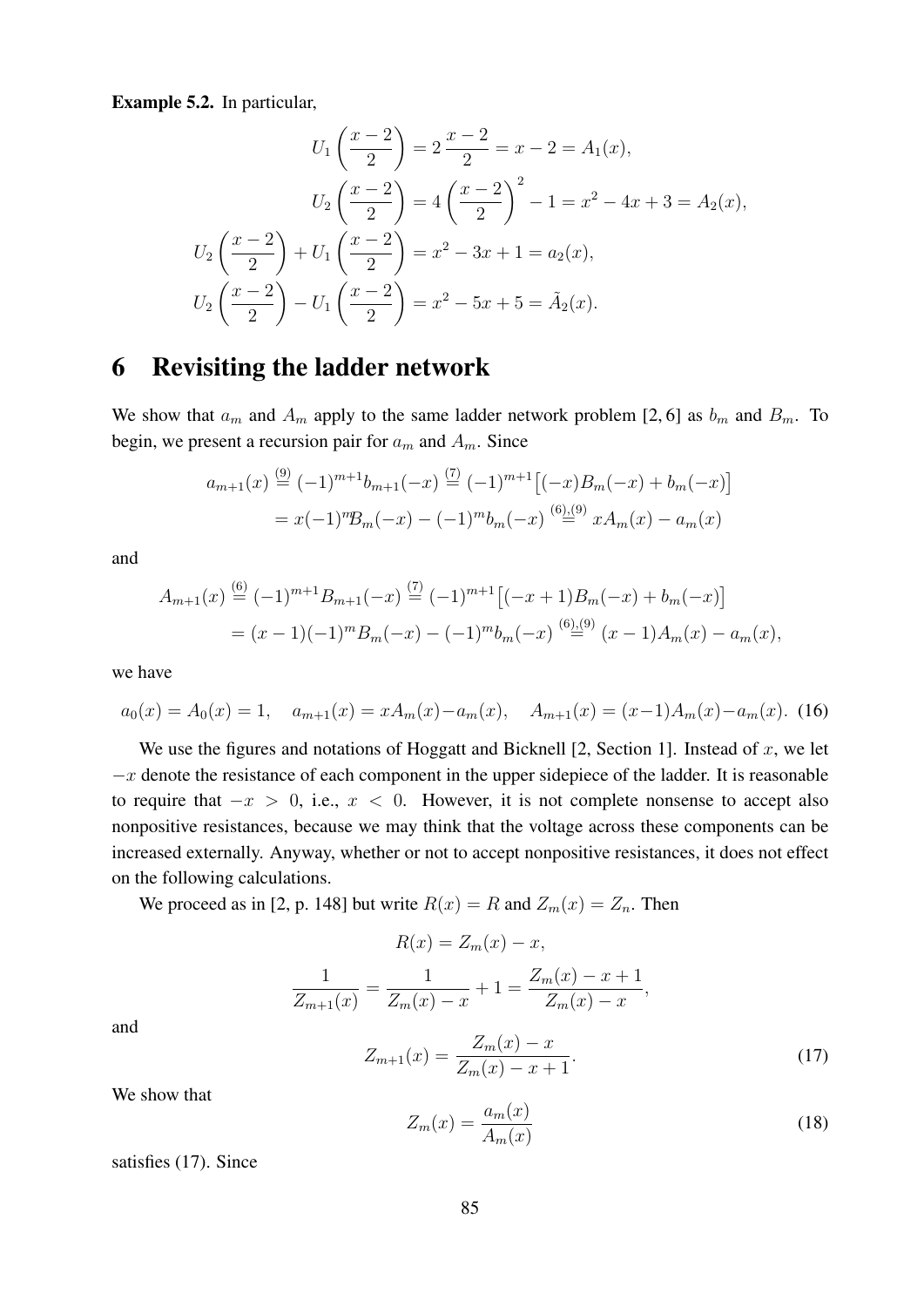**Example 5.2.** In particular,

$$
\begin{aligned}
U_1\left(\frac{x-2}{2}\right) &= 2\,\frac{x-2}{2} = x-2 = A_1(x),\\
U_2\left(\frac{x-2}{2}\right) &= 4\left(\frac{x-2}{2}\right)^2 - 1 = x^2-4x+3 = A_2(x),\\
U_2\left(\frac{x-2}{2}\right) + U_1\left(\frac{x-2}{2}\right) &= x^2-3x+1 = a_2(x),\\
U_2\left(\frac{x-2}{2}\right) - U_1\left(\frac{x-2}{2}\right) &= x^2-5x+5 = \tilde{A}_2(x).
\end{aligned}
$$

# 6 Revisiting the ladder network

We show that $a_m$ and $A_m$ apply to the same ladder network problem [2, 6] as $b_m$ and $B_m$. To begin, we present a recursion pair for $a_m$ and $A_m$. Since

$$
\begin{aligned}
a_{m+1}(x) &\overset{(9)}{=} (-1)^{m+1} b_{m+1}(-x) \overset{(7)}{=} (-1)^{m+1}\big[(-x)B_m(-x) + b_m(-x)\big]\\
&= x(-1)^m B_m(-x) - (-1)^m b_m(-x) \overset{(6),(9)}{=} xA_m(x) - a_m(x)
\end{aligned}
$$

and

$$
\begin{aligned}
A_{m+1}(x) &\overset{(6)}{=} (-1)^{m+1} B_{m+1}(-x) \overset{(7)}{=} (-1)^{m+1}\big[(-x+1)B_m(-x) + b_m(-x)\big]\\
&= (x-1)(-1)^m B_m(-x) - (-1)^m b_m(-x) \overset{(6),(9)}{=} (x-1)A_m(x) - a_m(x),
\end{aligned}
$$

we have

$$
a_0(x) = A_0(x) = 1, \quad a_{m+1}(x) = xA_m(x) - a_m(x), \quad A_{m+1}(x) = (x-1)A_m(x) - a_m(x). \tag{16}
$$

We use the figures and notations of Hoggatt and Bicknell [2, Section 1]. Instead of $x$, we let $-x$ denote the resistance of each component in the upper sidepiece of the ladder. It is reasonable to require that $-x > 0$, i.e., $x < 0$. However, it is not complete nonsense to accept also nonpositive resistances, because we may think that the voltage across these components can be increased externally. Anyway, whether or not to accept nonpositive resistances, it does not effect on the following calculations.

We proceed as in [2, p. 148] but write $R(x) = R$ and $Z_m(x) = Z_n$. Then

$$
R(x) = Z_m(x) - x,
$$

$$
\frac{1}{Z_{m+1}(x)} = \frac{1}{Z_m(x) - x} + 1 = \frac{Z_m(x) - x + 1}{Z_m(x) - x},
$$

and

$$
Z_{m+1}(x) = \frac{Z_m(x) - x}{Z_m(x) - x + 1}. \tag{17}
$$

We show that

$$
Z_m(x) = \frac{a_m(x)}{A_m(x)} \tag{18}
$$

satisfies (17). Since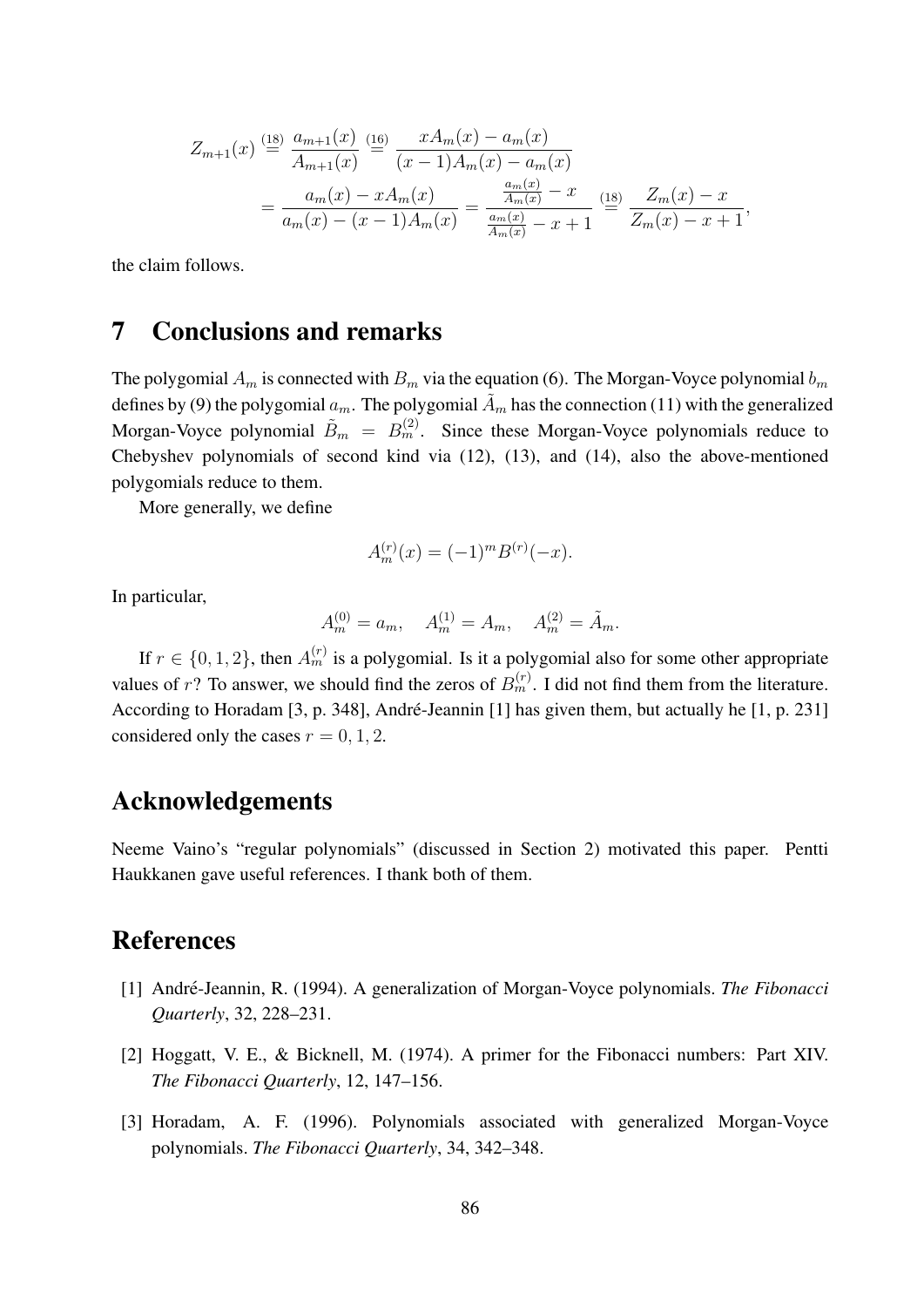$$
\begin{aligned}
Z_{m+1}(x) &\overset{(18)}{=} \frac{a_{m+1}(x)}{A_{m+1}(x)} \overset{(16)}{=} \frac{xA_m(x) - a_m(x)}{(x-1)A_m(x) - a_m(x)} \\
&= \frac{a_m(x) - xA_m(x)}{a_m(x) - (x-1)A_m(x)} = \frac{\frac{a_m(x)}{A_m(x)} - x}{\frac{a_m(x)}{A_m(x)} - x + 1} \overset{(18)}{=} \frac{Z_m(x) - x}{Z_m(x) - x + 1},
\end{aligned}
$$

the claim follows.

# 7 Conclusions and remarks

The polygomial $A_m$ is connected with $B_m$ via the equation (6). The Morgan-Voyce polynomial $b_m$ defines by (9) the polygomial $a_m$. The polygomial $\tilde{A}_m$ has the connection (11) with the generalized Morgan-Voyce polynomial $\tilde{B}_m = B_m^{(2)}$. Since these Morgan-Voyce polynomials reduce to Chebyshev polynomials of second kind via (12), (13), and (14), also the above-mentioned polygomials reduce to them.

More generally, we define

$$
A_m^{(r)}(x) = (-1)^m B^{(r)}(-x).
$$

In particular,

$$
A_m^{(0)} = a_m, \quad A_m^{(1)} = A_m, \quad A_m^{(2)} = \tilde{A}_m.
$$

If $r \in \{0, 1, 2\}$, then $A_m^{(r)}$ is a polygomial. Is it a polygomial also for some other appropriate values of $r$? To answer, we should find the zeros of $B_m^{(r)}$. I did not find them from the literature. According to Horadam [3, p. 348], André-Jeannin [1] has given them, but actually he [1, p. 231] considered only the cases $r = 0, 1, 2$.

# Acknowledgements

Neeme Vaino's "regular polynomials" (discussed in Section 2) motivated this paper. Pentti Haukkanen gave useful references. I thank both of them.

# References

[1] André-Jeannin, R. (1994). A generalization of Morgan-Voyce polynomials. *The Fibonacci Quarterly*, 32, 228–231.

[2] Hoggatt, V. E., & Bicknell, M. (1974). A primer for the Fibonacci numbers: Part XIV. *The Fibonacci Quarterly*, 12, 147–156.

[3] Horadam, A. F. (1996). Polynomials associated with generalized Morgan-Voyce polynomials. *The Fibonacci Quarterly*, 34, 342–348.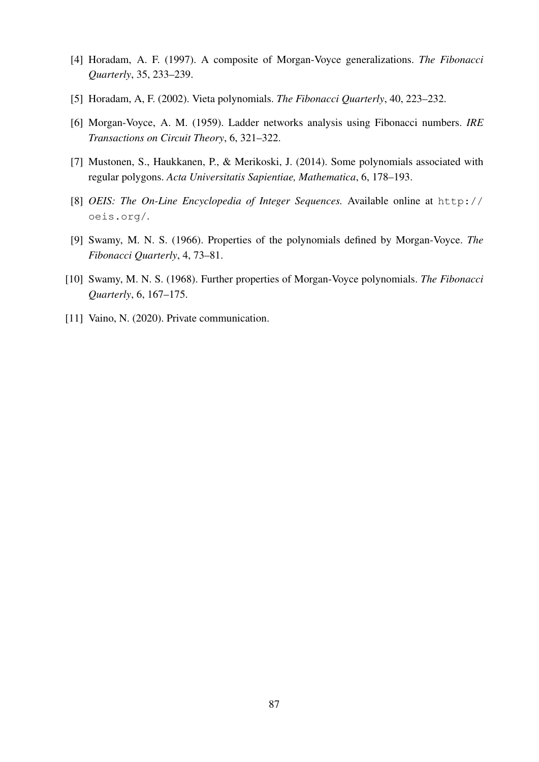[4] Horadam, A. F. (1997). A composite of Morgan-Voyce generalizations. *The Fibonacci Quarterly*, 35, 233–239.

[5] Horadam, A, F. (2002). Vieta polynomials. *The Fibonacci Quarterly*, 40, 223–232.

[6] Morgan-Voyce, A. M. (1959). Ladder networks analysis using Fibonacci numbers. *IRE Transactions on Circuit Theory*, 6, 321–322.

[7] Mustonen, S., Haukkanen, P., & Merikoski, J. (2014). Some polynomials associated with regular polygons. *Acta Universitatis Sapientiae, Mathematica*, 6, 178–193.

[8] *OEIS: The On-Line Encyclopedia of Integer Sequences.* Available online at `http://oeis.org/`.

[9] Swamy, M. N. S. (1966). Properties of the polynomials defined by Morgan-Voyce. *The Fibonacci Quarterly*, 4, 73–81.

[10] Swamy, M. N. S. (1968). Further properties of Morgan-Voyce polynomials. *The Fibonacci Quarterly*, 6, 167–175.

[11] Vaino, N. (2020). Private communication.